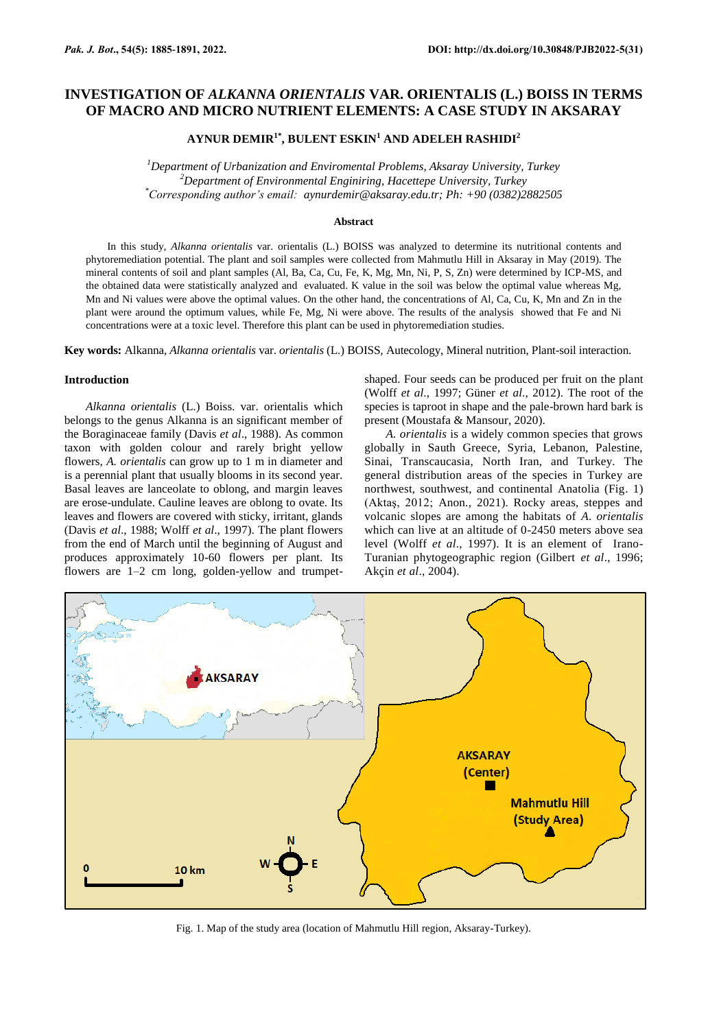# INVESTIGATION OF *ALKANNA ORIENTALIS* VAR. ORIENTALIS (L.) BOISS IN TERMS OF MACRO AND MICRO NUTRIENT ELEMENTS: A CASE STUDY IN AKSARAY

**AYNUR DEMIR[1*], BULENT ESKIN[1] AND ADELEH RASHIDI[2]**

*[1]Department of Urbanization and Enviromental Problems, Aksaray University, Turkey*
*[2]Department of Environmental Enginiring, Hacettepe University, Turkey*
*[*]Corresponding author's email: aynurdemir@aksaray.edu.tr; Ph: +90 (0382)2882505*

### Abstract

In this study, *Alkanna orientalis* var. orientalis (L.) BOISS was analyzed to determine its nutritional contents and phytoremediation potential. The plant and soil samples were collected from Mahmutlu Hill in Aksaray in May (2019). The mineral contents of soil and plant samples (Al, Ba, Ca, Cu, Fe, K, Mg, Mn, Ni, P, S, Zn) were determined by ICP-MS, and the obtained data were statistically analyzed and evaluated. K value in the soil was below the optimal value whereas Mg, Mn and Ni values were above the optimal values. On the other hand, the concentrations of Al, Ca, Cu, K, Mn and Zn in the plant were around the optimum values, while Fe, Mg, Ni were above. The results of the analysis showed that Fe and Ni concentrations were at a toxic level. Therefore this plant can be used in phytoremediation studies.

**Key words:** Alkanna, *Alkanna orientalis* var. *orientalis* (L.) BOISS, Autecology, Mineral nutrition, Plant-soil interaction.

## Introduction

*Alkanna orientalis* (L.) Boiss. var. orientalis which belongs to the genus Alkanna is an significant member of the Boraginaceae family (Davis *et al*., 1988). As common taxon with golden colour and rarely bright yellow flowers, *A. orientalis* can grow up to 1 m in diameter and is a perennial plant that usually blooms in its second year. Basal leaves are lanceolate to oblong, and margin leaves are erose-undulate. Cauline leaves are oblong to ovate. Its leaves and flowers are covered with sticky, irritant, glands (Davis *et al*., 1988; Wolff *et al*., 1997). The plant flowers from the end of March until the beginning of August and produces approximately 10-60 flowers per plant. Its flowers are 1–2 cm long, golden-yellow and trumpet-shaped. Four seeds can be produced per fruit on the plant (Wolff *et al*., 1997; Güner *et al*., 2012). The root of the species is taproot in shape and the pale-brown hard bark is present (Moustafa & Mansour, 2020).

*A. orientalis* is a widely common species that grows globally in Sauth Greece, Syria, Lebanon, Palestine, Sinai, Transcaucasia, North Iran, and Turkey. The general distribution areas of the species in Turkey are northwest, southwest, and continental Anatolia (Fig. 1) (Aktaş, 2012; Anon., 2021). Rocky areas, steppes and volcanic slopes are among the habitats of *A. orientalis* which can live at an altitude of 0-2450 meters above sea level (Wolff *et al*., 1997). It is an element of Irano-Turanian phytogeographic region (Gilbert *et al*., 1996; Akçin *et al*., 2004).

Fig. 1. Map of the study area (location of Mahmutlu Hill region, Aksaray-Turkey).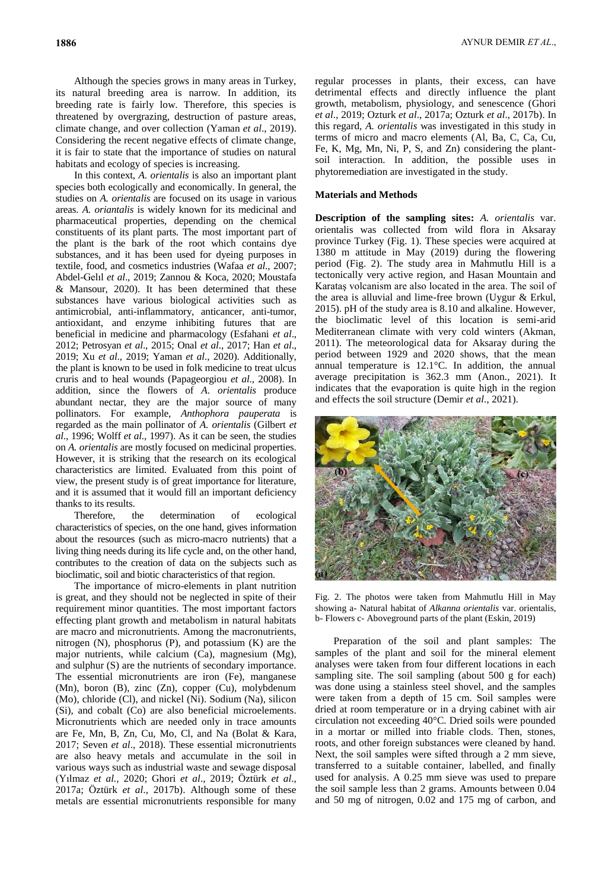Although the species grows in many areas in Turkey, its natural breeding area is narrow. In addition, its breeding rate is fairly low. Therefore, this species is threatened by overgrazing, destruction of pasture areas, climate change, and over collection (Yaman *et al*., 2019). Considering the recent negative effects of climate change, it is fair to state that the importance of studies on natural habitats and ecology of species is increasing.

In this context, *A. orientalis* is also an important plant species both ecologically and economically. In general, the studies on *A. orientalis* are focused on its usage in various areas. *A. oriantalis* is widely known for its medicinal and pharmaceutical properties, depending on the chemical constituents of its plant parts. The most important part of the plant is the bark of the root which contains dye substances, and it has been used for dyeing purposes in textile, food, and cosmetics industries (Wafaa *et al*., 2007; Abdel-Gelıl *et al*., 2019; Zannou & Koca, 2020; Moustafa & Mansour, 2020). It has been determined that these substances have various biological activities such as antimicrobial, anti-inflammatory, anticancer, anti-tumor, antioxidant, and enzyme inhibiting futures that are beneficial in medicine and pharmacology (Esfahani *et al*., 2012; Petrosyan *et al*., 2015; Onal *et al*., 2017; Han *et al*., 2019; Xu *et al*., 2019; Yaman *et al*., 2020). Additionally, the plant is known to be used in folk medicine to treat ulcus cruris and to heal wounds (Papageorgiou *et al*., 2008). In addition, since the flowers of *A. orientalis* produce abundant nectar, they are the major source of many pollinators. For example, *Anthophora pauperata* is regarded as the main pollinator of *A. orientalis* (Gilbert *et al*., 1996; Wolff *et al*., 1997). As it can be seen, the studies on *A. orientalis* are mostly focused on medicinal properties. However, it is striking that the research on its ecological characteristics are limited. Evaluated from this point of view, the present study is of great importance for literature, and it is assumed that it would fill an important deficiency thanks to its results.

Therefore, the determination of ecological characteristics of species, on the one hand, gives information about the resources (such as micro-macro nutrients) that a living thing needs during its life cycle and, on the other hand, contributes to the creation of data on the subjects such as bioclimatic, soil and biotic characteristics of that region.

The importance of micro-elements in plant nutrition is great, and they should not be neglected in spite of their requirement minor quantities. The most important factors effecting plant growth and metabolism in natural habitats are macro and micronutrients. Among the macronutrients, nitrogen (N), phosphorus (P), and potassium (K) are the major nutrients, while calcium (Ca), magnesium (Mg), and sulphur (S) are the nutrients of secondary importance. The essential micronutrients are iron (Fe), manganese (Mn), boron (B), zinc (Zn), copper (Cu), molybdenum (Mo), chloride (Cl), and nickel (Ni). Sodium (Na), silicon (Si), and cobalt (Co) are also beneficial microelements. Micronutrients which are needed only in trace amounts are Fe, Mn, B, Zn, Cu, Mo, Cl, and Na (Bolat & Kara, 2017; Seven *et al*., 2018). These essential micronutrients are also heavy metals and accumulate in the soil in various ways such as industrial waste and sewage disposal (Yılmaz *et al.,* 2020; Ghori *et al*., 2019; Öztürk *et al*., 2017a; Öztürk *et al*., 2017b). Although some of these metals are essential micronutrients responsible for many regular processes in plants, their excess, can have detrimental effects and directly influence the plant growth, metabolism, physiology, and senescence (Ghori *et al*., 2019; Ozturk *et al*., 2017a; Ozturk *et al*., 2017b). In this regard, *A. orientalis* was investigated in this study in terms of micro and macro elements (Al, Ba, C, Ca, Cu, Fe, K, Mg, Mn, Ni, P, S, and Zn) considering the plant-soil interaction. In addition, the possible uses in phytoremediation are investigated in the study.

## Materials and Methods

**Description of the sampling sites:** *A. orientalis* var. orientalis was collected from wild flora in Aksaray province Turkey (Fig. 1). These species were acquired at 1380 m attitude in May (2019) during the flowering period (Fig. 2). The study area in Mahmutlu Hill is a tectonically very active region, and Hasan Mountain and Karataş volcanism are also located in the area. The soil of the area is alluvial and lime-free brown (Uygur & Erkul, 2015). pH of the study area is 8.10 and alkaline. However, the bioclimatic level of this location is semi-arid Mediterranean climate with very cold winters (Akman, 2011). The meteorological data for Aksaray during the period between 1929 and 2020 shows, that the mean annual temperature is 12.1°C. In addition, the annual average precipitation is 362.3 mm (Anon., 2021). It indicates that the evaporation is quite high in the region and effects the soil structure (Demir *et al*., 2021).

Fig. 2. The photos were taken from Mahmutlu Hill in May showing a- Natural habitat of *Alkanna orientalis* var. orientalis, b- Flowers c- Aboveground parts of the plant (Eskin, 2019)

Preparation of the soil and plant samples: The samples of the plant and soil for the mineral element analyses were taken from four different locations in each sampling site. The soil sampling (about 500 g for each) was done using a stainless steel shovel, and the samples were taken from a depth of 15 cm. Soil samples were dried at room temperature or in a drying cabinet with air circulation not exceeding 40°C. Dried soils were pounded in a mortar or milled into friable clods. Then, stones, roots, and other foreign substances were cleaned by hand. Next, the soil samples were sifted through a 2 mm sieve, transferred to a suitable container, labelled, and finally used for analysis. A 0.25 mm sieve was used to prepare the soil sample less than 2 grams. Amounts between 0.04 and 50 mg of nitrogen, 0.02 and 175 mg of carbon, and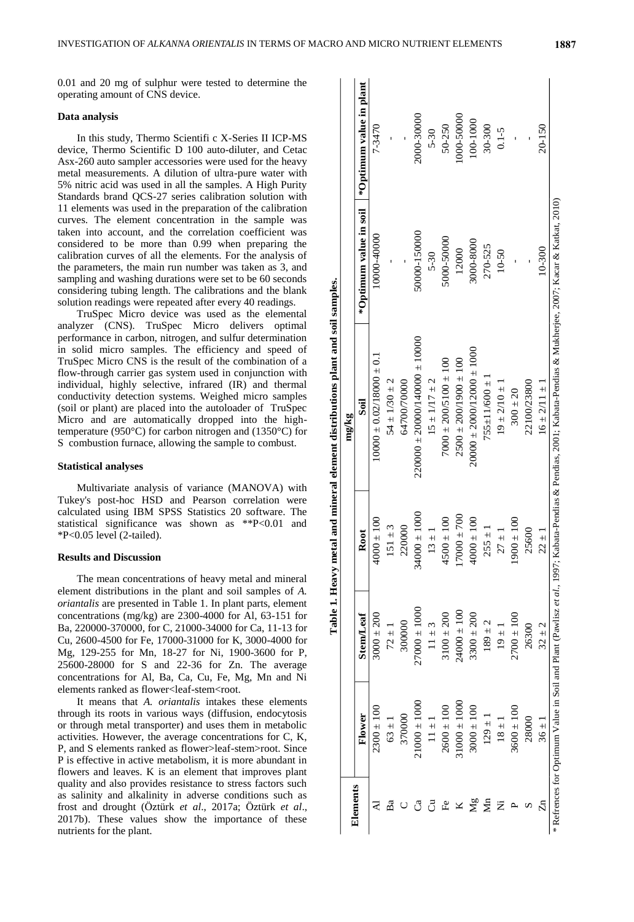0.01 and 20 mg of sulphur were tested to determine the operating amount of CNS device.

### Data analysis

In this study, Thermo Scientifi c X-Series II ICP-MS device, Thermo Scientific D 100 auto-diluter, and Cetac Asx-260 auto sampler accessories were used for the heavy metal measurements. A dilution of ultra-pure water with 5% nitric acid was used in all the samples. A High Purity Standards brand QCS-27 series calibration solution with 11 elements was used in the preparation of the calibration curves. The element concentration in the sample was taken into account, and the correlation coefficient was considered to be more than 0.99 when preparing the calibration curves of all the elements. For the analysis of the parameters, the main run number was taken as 3, and sampling and washing durations were set to be 60 seconds considering tubing length. The calibrations and the blank solution readings were repeated after every 40 readings.

TruSpec Micro device was used as the elemental analyzer (CNS). TruSpec Micro delivers optimal performance in carbon, nitrogen, and sulfur determination in solid micro samples. The efficiency and speed of TruSpec Micro CNS is the result of the combination of a flow-through carrier gas system used in conjunction with individual, highly selective, infrared (IR) and thermal conductivity detection systems. Weighed micro samples (soil or plant) are placed into the autoloader of TruSpec Micro and are automatically dropped into the high-temperature (950°C) for carbon nitrogen and (1350°C) for S combustion furnace, allowing the sample to combust.

### Statistical analyses

Multivariate analysis of variance (MANOVA) with Tukey's post-hoc HSD and Pearson correlation were calculated using IBM SPSS Statistics 20 software. The statistical significance was shown as **P<0.01 and *P<0.05 level (2-tailed).

### Results and Discussion

The mean concentrations of heavy metal and mineral element distributions in the plant and soil samples of *A. oriantalis* are presented in Table 1. In plant parts, element concentrations (mg/kg) are 2300-4000 for Al, 63-151 for Ba, 220000-370000, for C, 21000-34000 for Ca, 11-13 for Cu, 2600-4500 for Fe, 17000-31000 for K, 3000-4000 for Mg, 129-255 for Mn, 18-27 for Ni, 1900-3600 for P, 25600-28000 for S and 22-36 for Zn. The average concentrations for Al, Ba, Ca, Cu, Fe, Mg, Mn and Ni elements ranked as flower<leaf-stem<root.

It means that *A. oriantalis* intakes these elements through its roots in various ways (diffusion, endocytosis or through metal transporter) and uses them in metabolic activities. However, the average concentrations for C, K, P, and S elements ranked as flower>leaf-stem>root. Since P is effective in active metabolism, it is more abundant in flowers and leaves. K is an element that improves plant quality and also provides resistance to stress factors such as salinity and alkalinity in adverse conditions such as frost and drought (Öztürk *et al*., 2017a; Öztürk *et al*., 2017b). These values show the importance of these nutrients for the plant.

**Table 1. Heavy metal and mineral element distributions plant and soil samples.**

| Elements | mg/kg | | | | | |
|---|---|---|---|---|---|---|
| | Flower | Stem/Leaf | Root | Soil | *Optimum value in soil | *Optimum value in plant |
| Al | 2300 ± 100 | 3000 ± 200 | 4000 ± 100 | 10000 ± 0.02/18000 ± 0.1 | 10000-40000 | 7-3470 |
| Ba | 63 ± 1 | 72 ± 1 | 151 ± 3 | 54 ± 1/30 ± 2 | - | - |
| C | 370000 | 300000 | 220000 | 64700/70000 | - | - |
| Ca | 21000 ± 1000 | 27000 ± 1000 | 34000 ± 1000 | 220000 ± 20000/140000 ± 10000 | 50000-150000 | 2000-30000 |
| Cu | 11 ± 1 | 11 ± 3 | 13 ± 1 | 15 ± 1/17 ± 2 | 5-30 | 5-30 |
| Fe | 2600 ± 100 | 3100 ± 200 | 4500 ± 100 | 7000 ± 200/5100 ± 100 | 5000-50000 | 50-250 |
| K | 31000 ± 1000 | 24000 ± 100 | 17000 ± 700 | 2500 ± 200/1900 ± 100 | 12000 | 1000-50000 |
| Mg | 3000 ± 100 | 3300 ± 200 | 4000 ± 100 | 20000 ± 2000/12000 ± 1000 | 3000-8000 | 100-1000 |
| Mn | 129 ± 1 | 189 ± 2 | 255 ± 1 | 755±11/600 ± 1 | 270-525 | 30-300 |
| Ni | 18 ± 1 | 19 ± 1 | 27 ± 1 | 19 ± 2/10 ± 1 | 10-50 | 0.1-5 |
| P | 3600 ± 100 | 2700 ± 100 | 1900 ± 100 | 300 ± 20 | - | - |
| S | 28000 | 26300 | 25600 | 22100/23800 | - | - |
| Zn | 36 ± 1 | 32 ± 2 | 22 ± 1 | 16 ± 2/11 ± 1 | 10-300 | 20-150 |

* Refrences for Optimum Value in Soil and Plant (Pawlisz *et al*., 1997; Kabata-Pendias & Pendias, 2001; Kabata-Pendias & Mukherjee, 2007; Kacar & Katkat, 2010)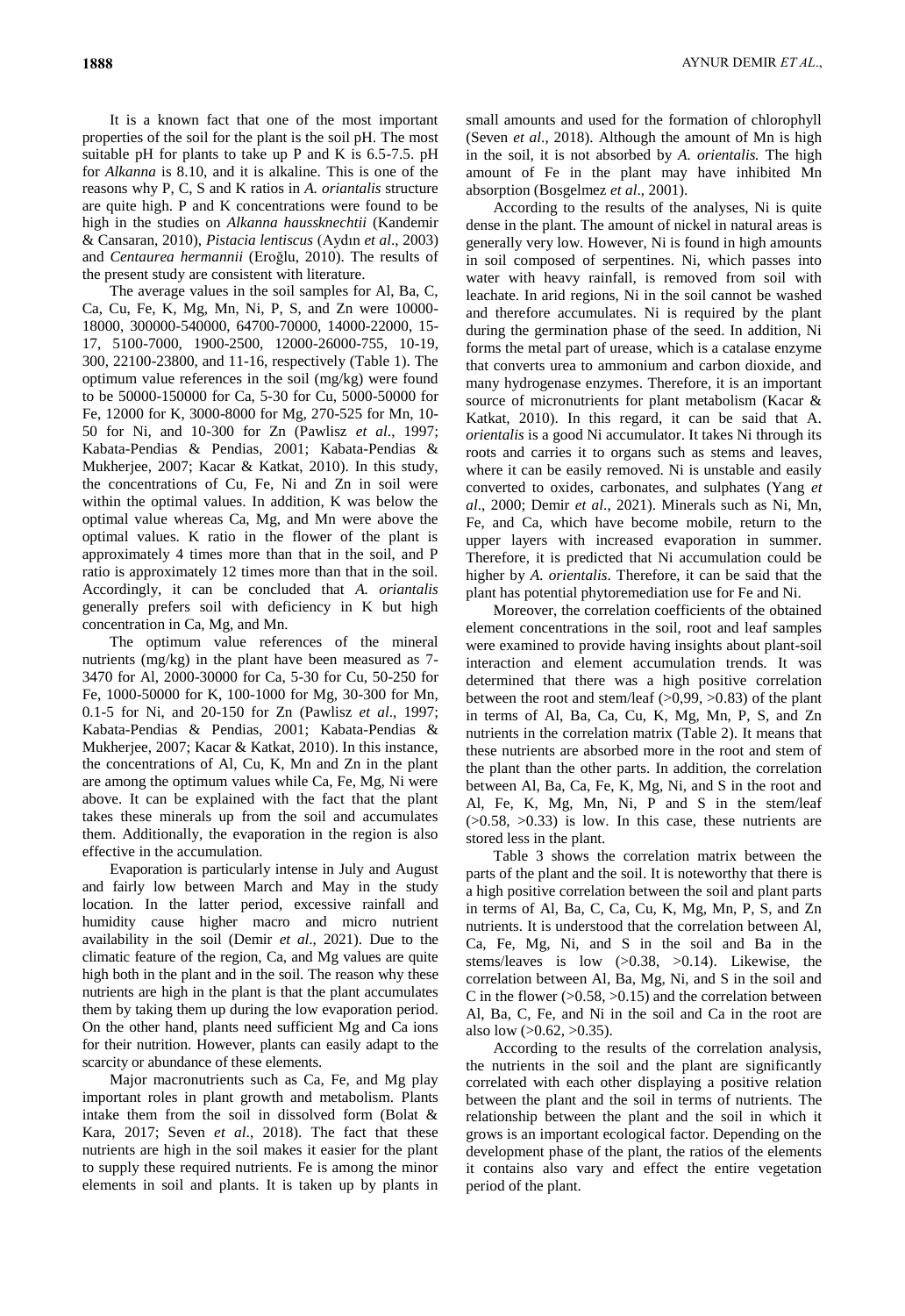It is a known fact that one of the most important properties of the soil for the plant is the soil pH. The most suitable pH for plants to take up P and K is 6.5-7.5. pH for *Alkanna* is 8.10, and it is alkaline. This is one of the reasons why P, C, S and K ratios in *A. oriantalis* structure are quite high. P and K concentrations were found to be high in the studies on *Alkanna haussknechtii* (Kandemir & Cansaran, 2010), *Pistacia lentiscus* (Aydın *et al*., 2003) and *Centaurea hermannii* (Eroğlu, 2010). The results of the present study are consistent with literature.

The average values in the soil samples for Al, Ba, C, Ca, Cu, Fe, K, Mg, Mn, Ni, P, S, and Zn were 10000-18000, 300000-540000, 64700-70000, 14000-22000, 15-17, 5100-7000, 1900-2500, 12000-26000-755, 10-19, 300, 22100-23800, and 11-16, respectively (Table 1). The optimum value references in the soil (mg/kg) were found to be 50000-150000 for Ca, 5-30 for Cu, 5000-50000 for Fe, 12000 for K, 3000-8000 for Mg, 270-525 for Mn, 10-50 for Ni, and 10-300 for Zn (Pawlisz *et al*., 1997; Kabata-Pendias & Pendias, 2001; Kabata-Pendias & Mukherjee, 2007; Kacar & Katkat, 2010). In this study, the concentrations of Cu, Fe, Ni and Zn in soil were within the optimal values. In addition, K was below the optimal value whereas Ca, Mg, and Mn were above the optimal values. K ratio in the flower of the plant is approximately 4 times more than that in the soil, and P ratio is approximately 12 times more than that in the soil. Accordingly, it can be concluded that *A. oriantalis* generally prefers soil with deficiency in K but high concentration in Ca, Mg, and Mn.

The optimum value references of the mineral nutrients (mg/kg) in the plant have been measured as 7-3470 for Al, 2000-30000 for Ca, 5-30 for Cu, 50-250 for Fe, 1000-50000 for K, 100-1000 for Mg, 30-300 for Mn, 0.1-5 for Ni, and 20-150 for Zn (Pawlisz *et al*., 1997; Kabata-Pendias & Pendias, 2001; Kabata-Pendias & Mukherjee, 2007; Kacar & Katkat, 2010). In this instance, the concentrations of Al, Cu, K, Mn and Zn in the plant are among the optimum values while Ca, Fe, Mg, Ni were above. It can be explained with the fact that the plant takes these minerals up from the soil and accumulates them. Additionally, the evaporation in the region is also effective in the accumulation.

Evaporation is particularly intense in July and August and fairly low between March and May in the study location. In the latter period, excessive rainfall and humidity cause higher macro and micro nutrient availability in the soil (Demir *et al*., 2021). Due to the climatic feature of the region, Ca, and Mg values are quite high both in the plant and in the soil. The reason why these nutrients are high in the plant is that the plant accumulates them by taking them up during the low evaporation period. On the other hand, plants need sufficient Mg and Ca ions for their nutrition. However, plants can easily adapt to the scarcity or abundance of these elements.

Major macronutrients such as Ca, Fe, and Mg play important roles in plant growth and metabolism. Plants intake them from the soil in dissolved form (Bolat & Kara, 2017; Seven *et al*., 2018). The fact that these nutrients are high in the soil makes it easier for the plant to supply these required nutrients. Fe is among the minor elements in soil and plants. It is taken up by plants in small amounts and used for the formation of chlorophyll (Seven *et al*., 2018). Although the amount of Mn is high in the soil, it is not absorbed by *A. orientalis.* The high amount of Fe in the plant may have inhibited Mn absorption (Bosgelmez *et al*., 2001).

According to the results of the analyses, Ni is quite dense in the plant. The amount of nickel in natural areas is generally very low. However, Ni is found in high amounts in soil composed of serpentines. Ni, which passes into water with heavy rainfall, is removed from soil with leachate. In arid regions, Ni in the soil cannot be washed and therefore accumulates. Ni is required by the plant during the germination phase of the seed. In addition, Ni forms the metal part of urease, which is a catalase enzyme that converts urea to ammonium and carbon dioxide, and many hydrogenase enzymes. Therefore, it is an important source of micronutrients for plant metabolism (Kacar & Katkat, 2010). In this regard, it can be said that A. *orientalis* is a good Ni accumulator. It takes Ni through its roots and carries it to organs such as stems and leaves, where it can be easily removed. Ni is unstable and easily converted to oxides, carbonates, and sulphates (Yang *et al*., 2000; Demir *et al*., 2021). Minerals such as Ni, Mn, Fe, and Ca, which have become mobile, return to the upper layers with increased evaporation in summer. Therefore, it is predicted that Ni accumulation could be higher by *A. orientalis*. Therefore, it can be said that the plant has potential phytoremediation use for Fe and Ni.

Moreover, the correlation coefficients of the obtained element concentrations in the soil, root and leaf samples were examined to provide having insights about plant-soil interaction and element accumulation trends. It was determined that there was a high positive correlation between the root and stem/leaf (>0,99, >0.83) of the plant in terms of Al, Ba, Ca, Cu, K, Mg, Mn, P, S, and Zn nutrients in the correlation matrix (Table 2). It means that these nutrients are absorbed more in the root and stem of the plant than the other parts. In addition, the correlation between Al, Ba, Ca, Fe, K, Mg, Ni, and S in the root and Al, Fe, K, Mg, Mn, Ni, P and S in the stem/leaf (>0.58, >0.33) is low. In this case, these nutrients are stored less in the plant.

Table 3 shows the correlation matrix between the parts of the plant and the soil. It is noteworthy that there is a high positive correlation between the soil and plant parts in terms of Al, Ba, C, Ca, Cu, K, Mg, Mn, P, S, and Zn nutrients. It is understood that the correlation between Al, Ca, Fe, Mg, Ni, and S in the soil and Ba in the stems/leaves is low (>0.38, >0.14). Likewise, the correlation between Al, Ba, Mg, Ni, and S in the soil and C in the flower (>0.58, >0.15) and the correlation between Al, Ba, C, Fe, and Ni in the soil and Ca in the root are also low (>0.62, >0.35).

According to the results of the correlation analysis, the nutrients in the soil and the plant are significantly correlated with each other displaying a positive relation between the plant and the soil in terms of nutrients. The relationship between the plant and the soil in which it grows is an important ecological factor. Depending on the development phase of the plant, the ratios of the elements it contains also vary and effect the entire vegetation period of the plant.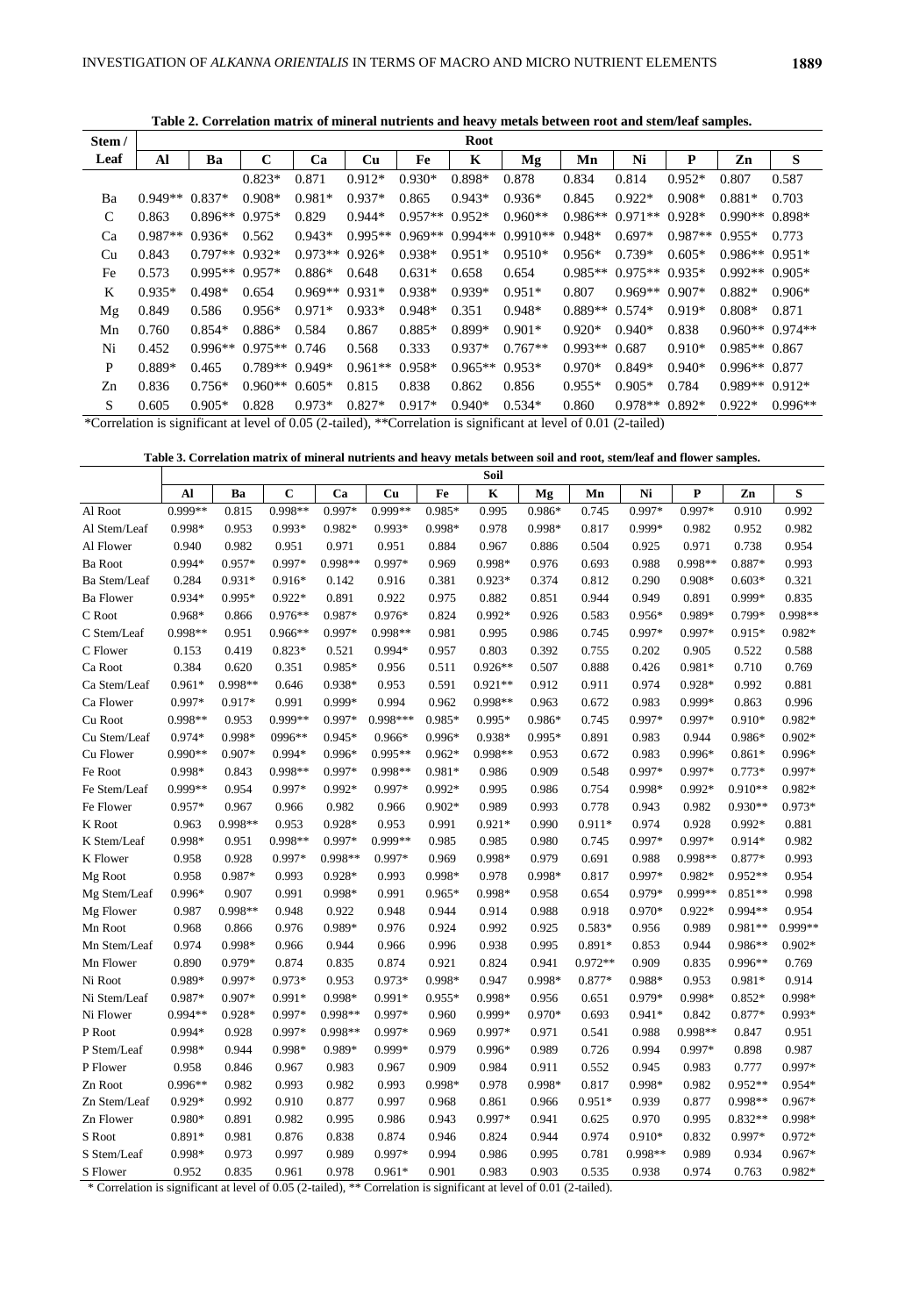**Table 2. Correlation matrix of mineral nutrients and heavy metals between root and stem/leaf samples.**

| Stem / Leaf | Root | | | | | | | | | | | | |
|---|---|---|---|---|---|---|---|---|---|---|---|---|---|
| | Al | Ba | C | Ca | Cu | Fe | K | Mg | Mn | Ni | P | Zn | S |
| | | | 0.823* | 0.871 | 0.912* | 0.930* | 0.898* | 0.878 | 0.834 | 0.814 | 0.952* | 0.807 | 0.587 |
| Ba | 0.949** | 0.837* | 0.908* | 0.981* | 0.937* | 0.865 | 0.943* | 0.936* | 0.845 | 0.922* | 0.908* | 0.881* | 0.703 |
| C | 0.863 | 0.896** | 0.975* | 0.829 | 0.944* | 0.957** | 0.952* | 0.960** | 0.986** | 0.971** | 0.928* | 0.990** | 0.898* |
| Ca | 0.987** | 0.936* | 0.562 | 0.943* | 0.995** | 0.969** | 0.994** | 0.9910** | 0.948* | 0.697* | 0.987** | 0.955* | 0.773 |
| Cu | 0.843 | 0.797** | 0.932* | 0.973** | 0.926* | 0.938* | 0.951* | 0.9510* | 0.956* | 0.739* | 0.605* | 0.986** | 0.951* |
| Fe | 0.573 | 0.995** | 0.957* | 0.886* | 0.648 | 0.631* | 0.658 | 0.654 | 0.985** | 0.975** | 0.935* | 0.992** | 0.905* |
| K | 0.935* | 0.498* | 0.654 | 0.969** | 0.931* | 0.938* | 0.939* | 0.951* | 0.807 | 0.969** | 0.907* | 0.882* | 0.906* |
| Mg | 0.849 | 0.586 | 0.956* | 0.971* | 0.933* | 0.948* | 0.351 | 0.948* | 0.889** | 0.574* | 0.919* | 0.808* | 0.871 |
| Mn | 0.760 | 0.854* | 0.886* | 0.584 | 0.867 | 0.885* | 0.899* | 0.901* | 0.920* | 0.940* | 0.838 | 0.960** | 0.974** |
| Ni | 0.452 | 0.996** | 0.975** | 0.746 | 0.568 | 0.333 | 0.937* | 0.767** | 0.993** | 0.687 | 0.910* | 0.985** | 0.867 |
| P | 0.889* | 0.465 | 0.789** | 0.949* | 0.961** | 0.958* | 0.965** | 0.953* | 0.970* | 0.849* | 0.940* | 0.996** | 0.877 |
| Zn | 0.836 | 0.756* | 0.960** | 0.605* | 0.815 | 0.838 | 0.862 | 0.856 | 0.955* | 0.905* | 0.784 | 0.989** | 0.912* |
| S | 0.605 | 0.905* | 0.828 | 0.973* | 0.827* | 0.917* | 0.940* | 0.534* | 0.860 | 0.978** | 0.892* | 0.922* | 0.996** |

*Correlation is significant at level of 0.05 (2-tailed), **Correlation is significant at level of 0.01 (2-tailed)

**Table 3. Correlation matrix of mineral nutrients and heavy metals between soil and root, stem/leaf and flower samples.**

| | Soil | | | | | | | | | | | | |
|---|---|---|---|---|---|---|---|---|---|---|---|---|---|
| | Al | Ba | C | Ca | Cu | Fe | K | Mg | Mn | Ni | P | Zn | S |
| Al Root | 0.999** | 0.815 | 0.998** | 0.997* | 0.999** | 0.985* | 0.995 | 0.986* | 0.745 | 0.997* | 0.997* | 0.910 | 0.992 |
| Al Stem/Leaf | 0.998* | 0.953 | 0.993* | 0.982* | 0.993* | 0.998* | 0.978 | 0.998* | 0.817 | 0.999* | 0.982 | 0.952 | 0.982 |
| Al Flower | 0.940 | 0.982 | 0.951 | 0.971 | 0.951 | 0.884 | 0.967 | 0.886 | 0.504 | 0.925 | 0.971 | 0.738 | 0.954 |
| Ba Root | 0.994* | 0.957* | 0.997* | 0.998** | 0.997* | 0.969 | 0.998* | 0.976 | 0.693 | 0.988 | 0.998** | 0.887* | 0.993 |
| Ba Stem/Leaf | 0.284 | 0.931* | 0.916* | 0.142 | 0.916 | 0.381 | 0.923* | 0.374 | 0.812 | 0.290 | 0.908* | 0.603* | 0.321 |
| Ba Flower | 0.934* | 0.995* | 0.922* | 0.891 | 0.922 | 0.975 | 0.882 | 0.851 | 0.944 | 0.949 | 0.891 | 0.999* | 0.835 |
| C Root | 0.968* | 0.866 | 0.976** | 0.987* | 0.976* | 0.824 | 0.992* | 0.926 | 0.583 | 0.956* | 0.989* | 0.799* | 0.998** |
| C Stem/Leaf | 0.998** | 0.951 | 0.966** | 0.997* | 0.998** | 0.981 | 0.995 | 0.986 | 0.745 | 0.997* | 0.997* | 0.915* | 0.982* |
| C Flower | 0.153 | 0.419 | 0.823* | 0.521 | 0.994* | 0.957 | 0.803 | 0.392 | 0.755 | 0.202 | 0.905 | 0.522 | 0.588 |
| Ca Root | 0.384 | 0.620 | 0.351 | 0.985* | 0.956 | 0.511 | 0.926** | 0.507 | 0.888 | 0.426 | 0.981* | 0.710 | 0.769 |
| Ca Stem/Leaf | 0.961* | 0.998** | 0.646 | 0.938* | 0.953 | 0.591 | 0.921** | 0.912 | 0.911 | 0.974 | 0.928* | 0.992 | 0.881 |
| Ca Flower | 0.997* | 0.917* | 0.991 | 0.999* | 0.994 | 0.962 | 0.998** | 0.963 | 0.672 | 0.983 | 0.999* | 0.863 | 0.996 |
| Cu Root | 0.998** | 0.953 | 0.999** | 0.997* | 0.998*** | 0.985* | 0.995* | 0.986* | 0.745 | 0.997* | 0.997* | 0.910* | 0.982* |
| Cu Stem/Leaf | 0.974* | 0.998* | 0996** | 0.945* | 0.966* | 0.996* | 0.938* | 0.995* | 0.891 | 0.983 | 0.944 | 0.986* | 0.902* |
| Cu Flower | 0.990** | 0.907* | 0.994* | 0.996* | 0.995** | 0.962* | 0.998** | 0.953 | 0.672 | 0.983 | 0.996* | 0.861* | 0.996* |
| Fe Root | 0.998* | 0.843 | 0.998** | 0.997* | 0.998** | 0.981* | 0.986 | 0.909 | 0.548 | 0.997* | 0.997* | 0.773* | 0.997* |
| Fe Stem/Leaf | 0.999** | 0.954 | 0.997* | 0.992* | 0.997* | 0.992* | 0.995 | 0.986 | 0.754 | 0.998* | 0.992* | 0.910** | 0.982* |
| Fe Flower | 0.957* | 0.967 | 0.966 | 0.982 | 0.966 | 0.902* | 0.989 | 0.993 | 0.778 | 0.943 | 0.982 | 0.930** | 0.973* |
| K Root | 0.963 | 0.998** | 0.953 | 0.928* | 0.953 | 0.991 | 0.921* | 0.990 | 0.911* | 0.974 | 0.928 | 0.992* | 0.881 |
| K Stem/Leaf | 0.998* | 0.951 | 0.998** | 0.997* | 0.999** | 0.985 | 0.985 | 0.980 | 0.745 | 0.997* | 0.997* | 0.914* | 0.982 |
| K Flower | 0.958 | 0.928 | 0.997* | 0.998** | 0.997* | 0.969 | 0.998* | 0.979 | 0.691 | 0.988 | 0.998** | 0.877* | 0.993 |
| Mg Root | 0.958 | 0.987* | 0.993 | 0.928* | 0.993 | 0.998* | 0.978 | 0.998* | 0.817 | 0.997* | 0.982* | 0.952** | 0.954 |
| Mg Stem/Leaf | 0.996* | 0.907 | 0.991 | 0.998* | 0.991 | 0.965* | 0.998* | 0.958 | 0.654 | 0.979* | 0.999** | 0.851** | 0.998 |
| Mg Flower | 0.987 | 0.998** | 0.948 | 0.922 | 0.948 | 0.944 | 0.914 | 0.988 | 0.918 | 0.970* | 0.922* | 0.994** | 0.954 |
| Mn Root | 0.968 | 0.866 | 0.976 | 0.989* | 0.976 | 0.924 | 0.992 | 0.925 | 0.583* | 0.956 | 0.989 | 0.981** | 0.999** |
| Mn Stem/Leaf | 0.974 | 0.998* | 0.966 | 0.944 | 0.966 | 0.996 | 0.938 | 0.995 | 0.891* | 0.853 | 0.944 | 0.986** | 0.902* |
| Mn Flower | 0.890 | 0.979* | 0.874 | 0.835 | 0.874 | 0.921 | 0.824 | 0.941 | 0.972** | 0.909 | 0.835 | 0.996** | 0.769 |
| Ni Root | 0.989* | 0.997* | 0.973* | 0.953 | 0.973* | 0.998* | 0.947 | 0.998* | 0.877* | 0.988* | 0.953 | 0.981* | 0.914 |
| Ni Stem/Leaf | 0.987* | 0.907* | 0.991* | 0.998* | 0.991* | 0.955* | 0.998* | 0.956 | 0.651 | 0.979* | 0.998* | 0.852* | 0.998* |
| Ni Flower | 0.994** | 0.928* | 0.997* | 0.998** | 0.997* | 0.960 | 0.999* | 0.970* | 0.693 | 0.941* | 0.842 | 0.877* | 0.993* |
| P Root | 0.994* | 0.928 | 0.997* | 0.998** | 0.997* | 0.969 | 0.997* | 0.971 | 0.541 | 0.988 | 0.998** | 0.847 | 0.951 |
| P Stem/Leaf | 0.998* | 0.944 | 0.998* | 0.989* | 0.999* | 0.979 | 0.996* | 0.989 | 0.726 | 0.994 | 0.997* | 0.898 | 0.987 |
| P Flower | 0.958 | 0.846 | 0.967 | 0.983 | 0.967 | 0.909 | 0.984 | 0.911 | 0.552 | 0.945 | 0.983 | 0.777 | 0.997* |
| Zn Root | 0.996** | 0.982 | 0.993 | 0.982 | 0.993 | 0.998* | 0.978 | 0.998* | 0.817 | 0.998* | 0.982 | 0.952** | 0.954* |
| Zn Stem/Leaf | 0.929* | 0.992 | 0.910 | 0.877 | 0.997 | 0.968 | 0.861 | 0.966 | 0.951* | 0.939 | 0.877 | 0.998** | 0.967* |
| Zn Flower | 0.980* | 0.891 | 0.982 | 0.995 | 0.986 | 0.943 | 0.997* | 0.941 | 0.625 | 0.970 | 0.995 | 0.832** | 0.998* |
| S Root | 0.891* | 0.981 | 0.876 | 0.838 | 0.874 | 0.946 | 0.824 | 0.944 | 0.974 | 0.910* | 0.832 | 0.997* | 0.972* |
| S Stem/Leaf | 0.998* | 0.973 | 0.997 | 0.989 | 0.997* | 0.994 | 0.986 | 0.995 | 0.781 | 0.998** | 0.989 | 0.934 | 0.967* |
| S Flower | 0.952 | 0.835 | 0.961 | 0.978 | 0.961* | 0.901 | 0.983 | 0.903 | 0.535 | 0.938 | 0.974 | 0.763 | 0.982* |

\* Correlation is significant at level of 0.05 (2-tailed), ** Correlation is significant at level of 0.01 (2-tailed).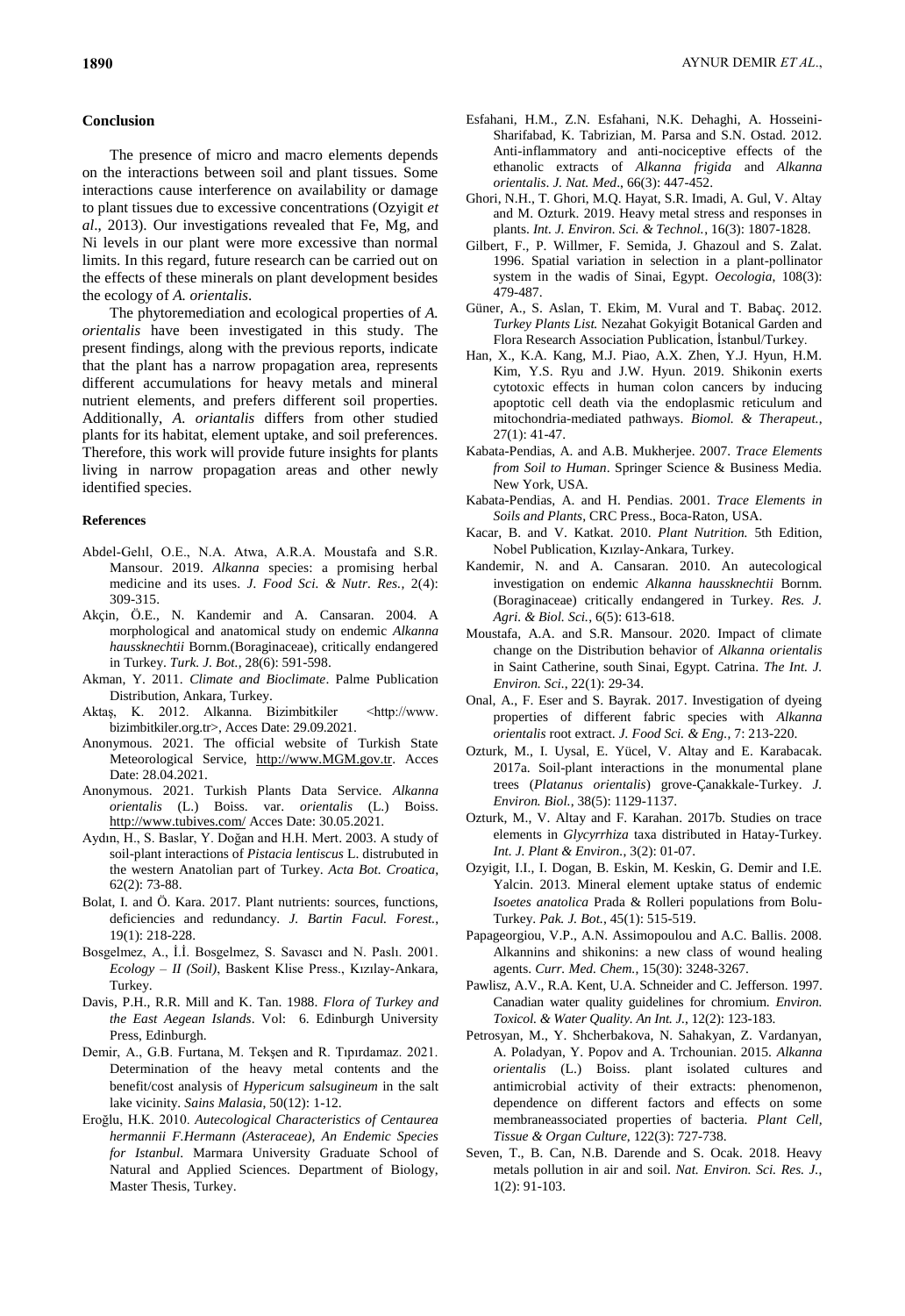## Conclusion

The presence of micro and macro elements depends on the interactions between soil and plant tissues. Some interactions cause interference on availability or damage to plant tissues due to excessive concentrations (Ozyigit *et al*., 2013). Our investigations revealed that Fe, Mg, and Ni levels in our plant were more excessive than normal limits. In this regard, future research can be carried out on the effects of these minerals on plant development besides the ecology of *A. orientalis*.

The phytoremediation and ecological properties of *A. orientalis* have been investigated in this study. The present findings, along with the previous reports, indicate that the plant has a narrow propagation area, represents different accumulations for heavy metals and mineral nutrient elements, and prefers different soil properties. Additionally, *A. oriantalis* differs from other studied plants for its habitat, element uptake, and soil preferences. Therefore, this work will provide future insights for plants living in narrow propagation areas and other newly identified species.

### References

Abdel-Gelıl, O.E., N.A. Atwa, A.R.A. Moustafa and S.R. Mansour. 2019. *Alkanna* species: a promising herbal medicine and its uses. *J. Food Sci. & Nutr. Res.,* 2(4): 309-315.

Akçin, Ö.E., N. Kandemir and A. Cansaran. 2004. A morphological and anatomical study on endemic *Alkanna haussknechtii* Bornm.(Boraginaceae), critically endangered in Turkey. *Turk. J. Bot.,* 28(6): 591-598.

Akman, Y. 2011. *Climate and Bioclimate*. Palme Publication Distribution, Ankara, Turkey.

Aktaş, K. 2012. Alkanna. Bizimbitkiler <http://www.bizimbitkiler.org.tr>, Acces Date: 29.09.2021.

Anonymous. 2021. The official website of Turkish State Meteorological Service, http://www.MGM.gov.tr. Acces Date: 28.04.2021.

Anonymous. 2021. Turkish Plants Data Service. *Alkanna orientalis* (L.) Boiss. var. *orientalis* (L.) Boiss. http://www.tubives.com/ Acces Date: 30.05.2021.

Aydın, H., S. Baslar, Y. Doğan and H.H. Mert. 2003. A study of soil-plant interactions of *Pistacia lentiscus* L. distrubuted in the western Anatolian part of Turkey. *Acta Bot. Croatica*, 62(2): 73-88.

Bolat, I. and Ö. Kara. 2017. Plant nutrients: sources, functions, deficiencies and redundancy. *J. Bartin Facul. Forest.*, 19(1): 218-228.

Bosgelmez, A., İ.İ. Bosgelmez, S. Savascı and N. Paslı. 2001. *Ecology – II (Soil)*, Baskent Klise Press., Kızılay-Ankara, Turkey.

Davis, P.H., R.R. Mill and K. Tan. 1988. *Flora of Turkey and the East Aegean Islands*. Vol: 6. Edinburgh University Press, Edinburgh.

Demir, A., G.B. Furtana, M. Tekşen and R. Tıpırdamaz. 2021. Determination of the heavy metal contents and the benefit/cost analysis of *Hypericum salsugineum* in the salt lake vicinity. *Sains Malasia*, 50(12): 1-12.

Eroğlu, H.K. 2010. *Autecological Characteristics of Centaurea hermannii F.Hermann (Asteraceae), An Endemic Species for Istanbul*. Marmara University Graduate School of Natural and Applied Sciences. Department of Biology, Master Thesis, Turkey.

Esfahani, H.M., Z.N. Esfahani, N.K. Dehaghi, A. Hosseini-Sharifabad, K. Tabrizian, M. Parsa and S.N. Ostad. 2012. Anti-inflammatory and anti-nociceptive effects of the ethanolic extracts of *Alkanna frigida* and *Alkanna orientalis*. *J. Nat. Med*., 66(3): 447-452.

Ghori, N.H., T. Ghori, M.Q. Hayat, S.R. Imadi, A. Gul, V. Altay and M. Ozturk. 2019. Heavy metal stress and responses in plants. *Int. J. Environ. Sci. & Technol.*, 16(3): 1807-1828.

Gilbert, F., P. Willmer, F. Semida, J. Ghazoul and S. Zalat. 1996. Spatial variation in selection in a plant-pollinator system in the wadis of Sinai, Egypt. *Oecologia*, 108(3): 479-487.

Güner, A., S. Aslan, T. Ekim, M. Vural and T. Babaç. 2012. *Turkey Plants List.* Nezahat Gokyigit Botanical Garden and Flora Research Association Publication, İstanbul/Turkey.

Han, X., K.A. Kang, M.J. Piao, A.X. Zhen, Y.J. Hyun, H.M. Kim, Y.S. Ryu and J.W. Hyun. 2019. Shikonin exerts cytotoxic effects in human colon cancers by inducing apoptotic cell death via the endoplasmic reticulum and mitochondria-mediated pathways. *Biomol. & Therapeut.,* 27(1): 41-47.

Kabata-Pendias, A. and A.B. Mukherjee. 2007. *Trace Elements from Soil to Human*. Springer Science & Business Media. New York, USA.

Kabata-Pendias, A. and H. Pendias. 2001. *Trace Elements in Soils and Plants*, CRC Press., Boca-Raton, USA.

Kacar, B. and V. Katkat. 2010. *Plant Nutrition.* 5th Edition, Nobel Publication, Kızılay-Ankara, Turkey.

Kandemir, N. and A. Cansaran. 2010. An autecological investigation on endemic *Alkanna haussknechtii* Bornm. (Boraginaceae) critically endangered in Turkey. *Res. J. Agri. & Biol. Sci.*, 6(5): 613-618.

Moustafa, A.A. and S.R. Mansour. 2020. Impact of climate change on the Distribution behavior of *Alkanna orientalis* in Saint Catherine, south Sinai, Egypt. Catrina. *The Int. J. Environ. Sci.,* 22(1): 29-34.

Onal, A., F. Eser and S. Bayrak. 2017. Investigation of dyeing properties of different fabric species with *Alkanna orientalis* root extract. *J. Food Sci. & Eng.,* 7: 213-220.

Ozturk, M., I. Uysal, E. Yücel, V. Altay and E. Karabacak. 2017a. Soil-plant interactions in the monumental plane trees (*Platanus orientalis*) grove-Çanakkale-Turkey. *J. Environ. Biol.*, 38(5): 1129-1137.

Ozturk, M., V. Altay and F. Karahan. 2017b. Studies on trace elements in *Glycyrrhiza* taxa distributed in Hatay-Turkey. *Int. J. Plant & Environ.*, 3(2): 01-07.

Ozyigit, I.I., I. Dogan, B. Eskin, M. Keskin, G. Demir and I.E. Yalcin. 2013. Mineral element uptake status of endemic *Isoetes anatolica* Prada & Rolleri populations from Bolu-Turkey. *Pak. J. Bot.*, 45(1): 515-519.

Papageorgiou, V.P., A.N. Assimopoulou and A.C. Ballis. 2008. Alkannins and shikonins: a new class of wound healing agents. *Curr. Med. Chem.*, 15(30): 3248-3267.

Pawlisz, A.V., R.A. Kent, U.A. Schneider and C. Jefferson. 1997. Canadian water quality guidelines for chromium. *Environ. Toxicol. & Water Quality. An Int. J.*, 12(2): 123-183.

Petrosyan, M., Y. Shcherbakova, N. Sahakyan, Z. Vardanyan, A. Poladyan, Y. Popov and A. Trchounian. 2015. *Alkanna orientalis* (L.) Boiss. plant isolated cultures and antimicrobial activity of their extracts: phenomenon, dependence on different factors and effects on some membraneassociated properties of bacteria. *Plant Cell, Tissue & Organ Culture,* 122(3): 727-738.

Seven, T., B. Can, N.B. Darende and S. Ocak. 2018. Heavy metals pollution in air and soil. *Nat. Environ. Sci. Res. J.*, 1(2): 91-103.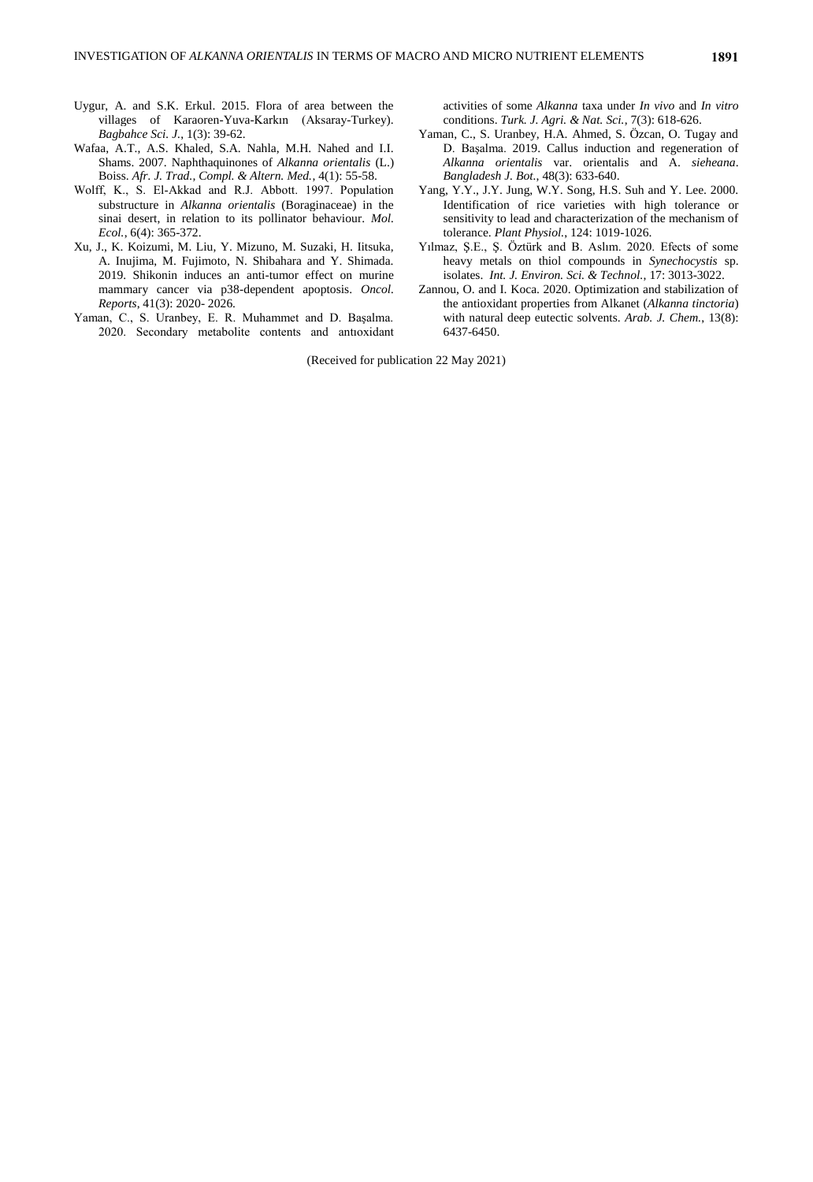Uygur, A. and S.K. Erkul. 2015. Flora of area between the villages of Karaoren-Yuva-Karkın (Aksaray-Turkey). *Bagbahce Sci. J.*, 1(3): 39-62.

Wafaa, A.T., A.S. Khaled, S.A. Nahla, M.H. Nahed and I.I. Shams. 2007. Naphthaquinones of *Alkanna orientalis* (L.) Boiss. *Afr. J. Trad., Compl. & Altern. Med.*, 4(1): 55-58.

Wolff, K., S. El-Akkad and R.J. Abbott. 1997. Population substructure in *Alkanna orientalis* (Boraginaceae) in the sinai desert, in relation to its pollinator behaviour. *Mol. Ecol.*, 6(4): 365-372.

Xu, J., K. Koizumi, M. Liu, Y. Mizuno, M. Suzaki, H. Iitsuka, A. Inujima, M. Fujimoto, N. Shibahara and Y. Shimada. 2019. Shikonin induces an anti-tumor effect on murine mammary cancer via p38-dependent apoptosis. *Oncol. Reports*, 41(3): 2020- 2026.

Yaman, C., S. Uranbey, E. R. Muhammet and D. Başalma. 2020. Secondary metabolite contents and antıoxidant activities of some *Alkanna* taxa under *In vivo* and *In vitro* conditions. *Turk. J. Agri. & Nat. Sci.*, 7(3): 618-626.

Yaman, C., S. Uranbey, H.A. Ahmed, S. Özcan, O. Tugay and D. Başalma. 2019. Callus induction and regeneration of *Alkanna orientalis* var. orientalis and A. *sieheana*. *Bangladesh J. Bot.*, 48(3): 633-640.

Yang, Y.Y., J.Y. Jung, W.Y. Song, H.S. Suh and Y. Lee. 2000. Identification of rice varieties with high tolerance or sensitivity to lead and characterization of the mechanism of tolerance. *Plant Physiol.*, 124: 1019-1026.

Yılmaz, Ş.E., Ş. Öztürk and B. Aslım. 2020. Efects of some heavy metals on thiol compounds in *Synechocystis* sp. isolates. *Int. J. Environ. Sci. & Technol.*, 17: 3013-3022.

Zannou, O. and I. Koca. 2020. Optimization and stabilization of the antioxidant properties from Alkanet (*Alkanna tinctoria*) with natural deep eutectic solvents. *Arab. J. Chem.*, 13(8): 6437-6450.

(Received for publication 22 May 2021)